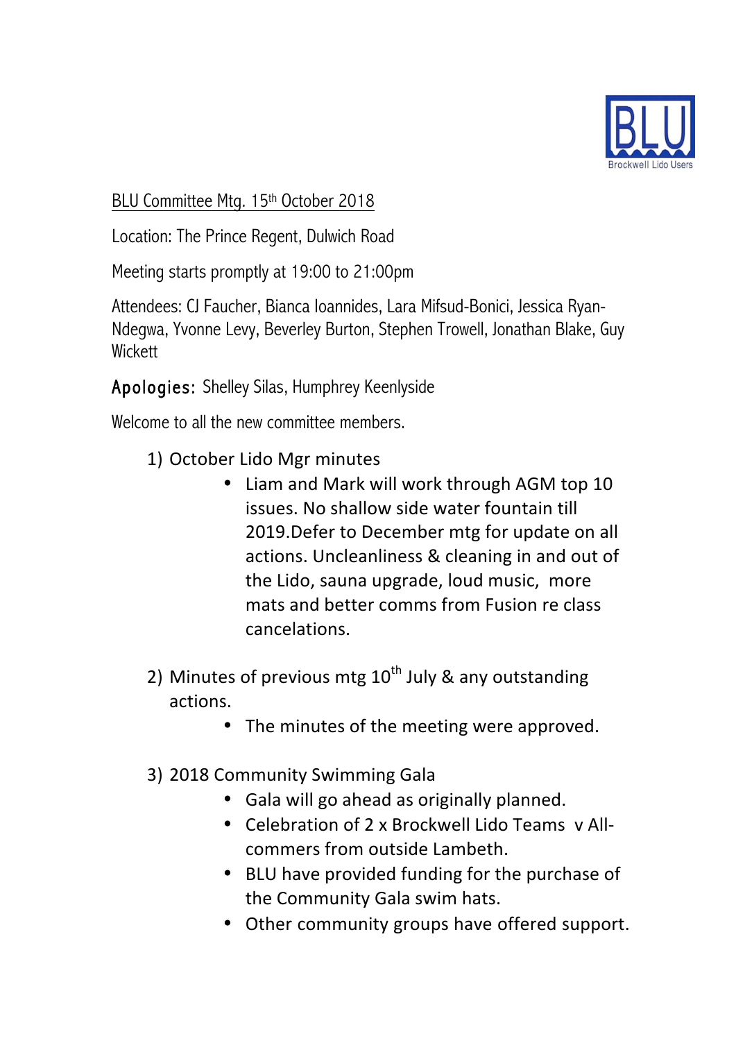BLU Committee Mtg. 15th October 2018

Location: The Prince Regent, Dulwich Road

Meeting starts promptly at 19:00 to 21:00pm

Attendees: CJ Faucher, Bianca Ioannides, Lara Mifsud-Bonici, Jessica Ryan-Ndegwa, Yvonne Levy, Beverley Burton, Stephen Trowell, Jonathan Blake, Guy Wickett

Apologies: Shelley Silas, Humphrey Keenlyside

Welcome to all the new committee members.

1) October Lido Mgr minutes
    - Liam and Mark will work through AGM top 10 issues. No shallow side water fountain till 2019.Defer to December mtg for update on all actions. Uncleanliness & cleaning in and out of the Lido, sauna upgrade, loud music, more mats and better comms from Fusion re class cancelations.

2) Minutes of previous mtg 10th July & any outstanding actions.
    - The minutes of the meeting were approved.

3) 2018 Community Swimming Gala
    - Gala will go ahead as originally planned.
    - Celebration of 2 x Brockwell Lido Teams v All-commers from outside Lambeth.
    - BLU have provided funding for the purchase of the Community Gala swim hats.
    - Other community groups have offered support.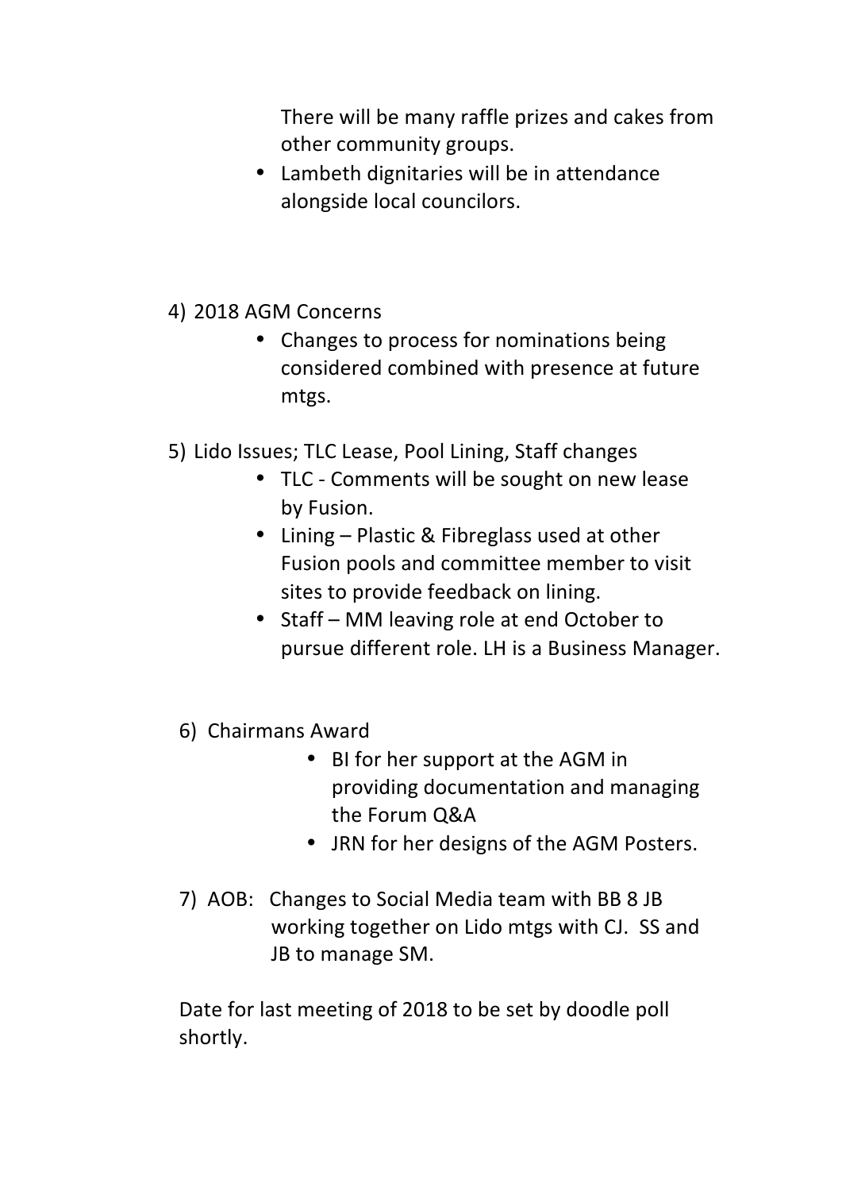There will be many raffle prizes and cakes from other community groups.

- Lambeth dignitaries will be in attendance alongside local councilors.

4) 2018 AGM Concerns
    - Changes to process for nominations being considered combined with presence at future mtgs.

5) Lido Issues; TLC Lease, Pool Lining, Staff changes
    - TLC - Comments will be sought on new lease by Fusion.
    - Lining – Plastic & Fibreglass used at other Fusion pools and committee member to visit sites to provide feedback on lining.
    - Staff – MM leaving role at end October to pursue different role. LH is a Business Manager.

6) Chairmans Award
    - BI for her support at the AGM in providing documentation and managing the Forum Q&A
    - JRN for her designs of the AGM Posters.

7) AOB: Changes to Social Media team with BB 8 JB working together on Lido mtgs with CJ. SS and JB to manage SM.

Date for last meeting of 2018 to be set by doodle poll shortly.